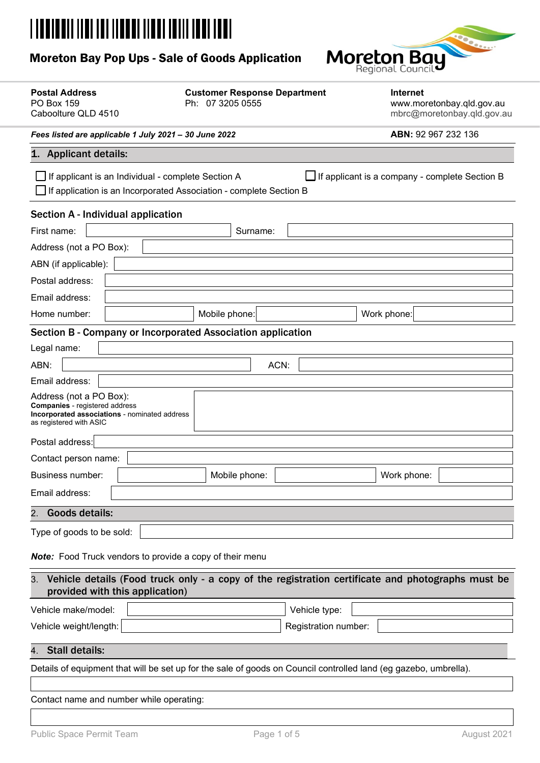# Moreton Bay Pop Ups - Sale of Goods Application

**Postal Address**
PO Box 159
Caboolture QLD 4510

**Customer Response Department**
Ph: 07 3205 0555

**Internet**
www.moretonbay.qld.gov.au
mbrc@moretonbay.qld.gov.au

***Fees listed are applicable 1 July 2021 – 30 June 2022***

**ABN:** 92 967 232 136

## 1. Applicant details:

☐ If applicant is an Individual - complete Section A

☐ If applicant is a company - complete Section B

☐ If application is an Incorporated Association - complete Section B

### Section A - Individual application

First name: Surname:

Address (not a PO Box):

ABN (if applicable):

Postal address:

Email address:

Home number: Mobile phone: Work phone:

### Section B - Company or Incorporated Association application

Legal name:

ABN: ACN:

Email address:

Address (not a PO Box):
**Companies** - registered address
**Incorporated associations** - nominated address as registered with ASIC

Postal address:

Contact person name:

Business number: Mobile phone: Work phone:

Email address:

## 2. Goods details:

Type of goods to be sold:

***Note:*** Food Truck vendors to provide a copy of their menu

## 3. Vehicle details (Food truck only - a copy of the registration certificate and photographs must be provided with this application)

Vehicle make/model: Vehicle type:

Vehicle weight/length: Registration number:

## 4. Stall details:

Details of equipment that will be set up for the sale of goods on Council controlled land (eg gazebo, umbrella).

Contact name and number while operating: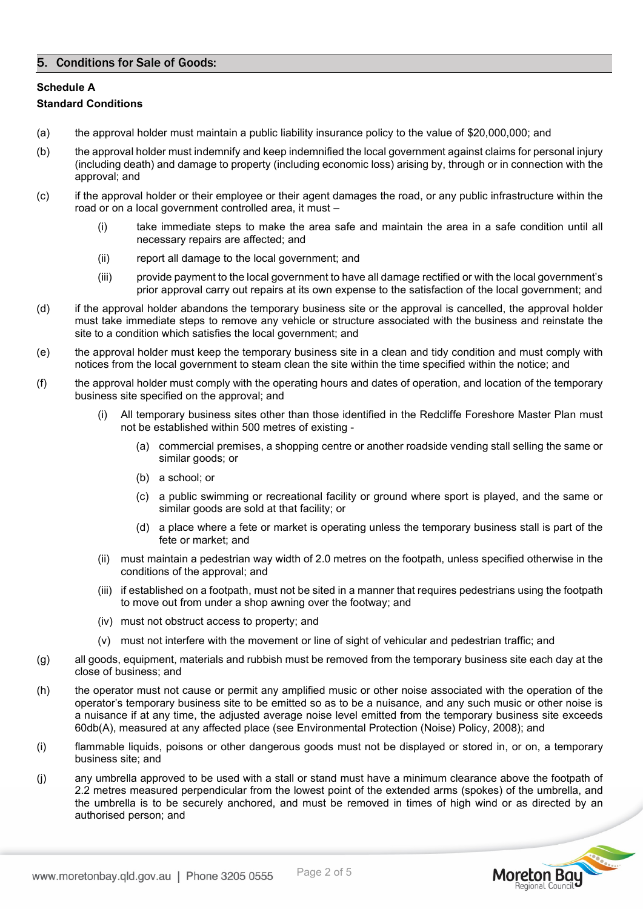## 5. Conditions for Sale of Goods:

**Schedule A**

**Standard Conditions**

(a) the approval holder must maintain a public liability insurance policy to the value of $20,000,000; and

(b) the approval holder must indemnify and keep indemnified the local government against claims for personal injury (including death) and damage to property (including economic loss) arising by, through or in connection with the approval; and

(c) if the approval holder or their employee or their agent damages the road, or any public infrastructure within the road or on a local government controlled area, it must –

  (i) take immediate steps to make the area safe and maintain the area in a safe condition until all necessary repairs are affected; and

  (ii) report all damage to the local government; and

  (iii) provide payment to the local government to have all damage rectified or with the local government's prior approval carry out repairs at its own expense to the satisfaction of the local government; and

(d) if the approval holder abandons the temporary business site or the approval is cancelled, the approval holder must take immediate steps to remove any vehicle or structure associated with the business and reinstate the site to a condition which satisfies the local government; and

(e) the approval holder must keep the temporary business site in a clean and tidy condition and must comply with notices from the local government to steam clean the site within the time specified within the notice; and

(f) the approval holder must comply with the operating hours and dates of operation, and location of the temporary business site specified on the approval; and

  (i) All temporary business sites other than those identified in the Redcliffe Foreshore Master Plan must not be established within 500 metres of existing -

    (a) commercial premises, a shopping centre or another roadside vending stall selling the same or similar goods; or

    (b) a school; or

    (c) a public swimming or recreational facility or ground where sport is played, and the same or similar goods are sold at that facility; or

    (d) a place where a fete or market is operating unless the temporary business stall is part of the fete or market; and

  (ii) must maintain a pedestrian way width of 2.0 metres on the footpath, unless specified otherwise in the conditions of the approval; and

  (iii) if established on a footpath, must not be sited in a manner that requires pedestrians using the footpath to move out from under a shop awning over the footway; and

  (iv) must not obstruct access to property; and

  (v) must not interfere with the movement or line of sight of vehicular and pedestrian traffic; and

(g) all goods, equipment, materials and rubbish must be removed from the temporary business site each day at the close of business; and

(h) the operator must not cause or permit any amplified music or other noise associated with the operation of the operator's temporary business site to be emitted so as to be a nuisance, and any such music or other noise is a nuisance if at any time, the adjusted average noise level emitted from the temporary business site exceeds 60db(A), measured at any affected place (see Environmental Protection (Noise) Policy, 2008); and

(i) flammable liquids, poisons or other dangerous goods must not be displayed or stored in, or on, a temporary business site; and

(j) any umbrella approved to be used with a stall or stand must have a minimum clearance above the footpath of 2.2 metres measured perpendicular from the lowest point of the extended arms (spokes) of the umbrella, and the umbrella is to be securely anchored, and must be removed in times of high wind or as directed by an authorised person; and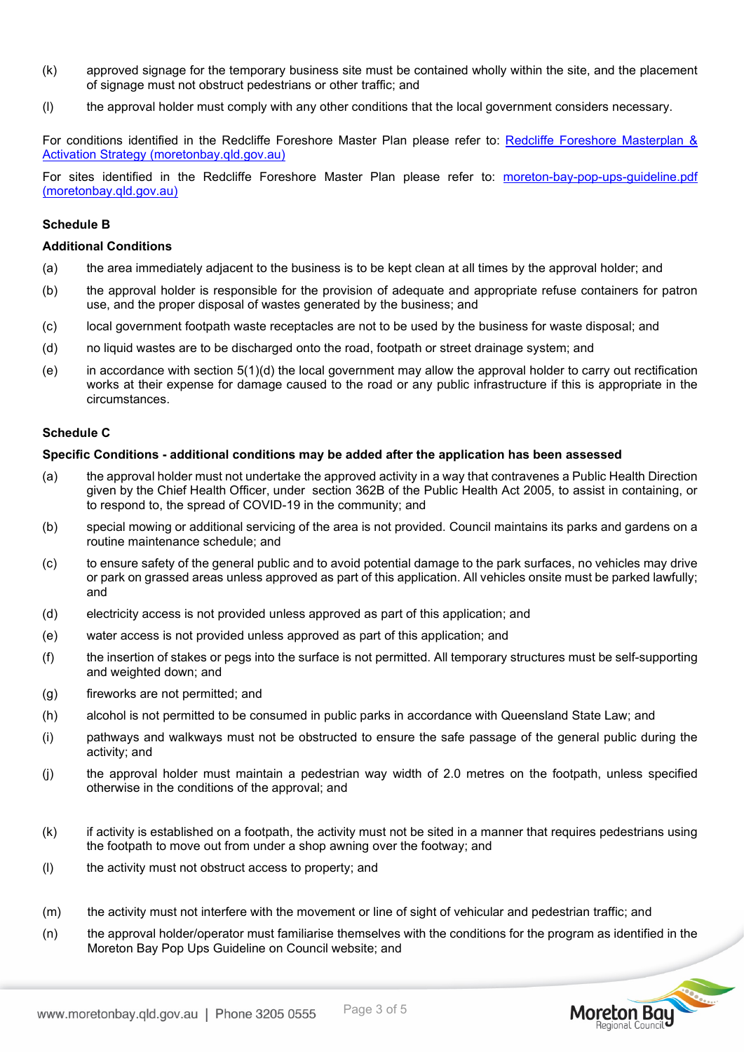(k) approved signage for the temporary business site must be contained wholly within the site, and the placement of signage must not obstruct pedestrians or other traffic; and

(l) the approval holder must comply with any other conditions that the local government considers necessary.

For conditions identified in the Redcliffe Foreshore Master Plan please refer to: [Redcliffe Foreshore Masterplan & Activation Strategy (moretonbay.qld.gov.au)](moretonbay.qld.gov.au)

For sites identified in the Redcliffe Foreshore Master Plan please refer to: [moreton-bay-pop-ups-guideline.pdf (moretonbay.qld.gov.au)](moretonbay.qld.gov.au)

**Schedule B**

**Additional Conditions**

(a) the area immediately adjacent to the business is to be kept clean at all times by the approval holder; and

(b) the approval holder is responsible for the provision of adequate and appropriate refuse containers for patron use, and the proper disposal of wastes generated by the business; and

(c) local government footpath waste receptacles are not to be used by the business for waste disposal; and

(d) no liquid wastes are to be discharged onto the road, footpath or street drainage system; and

(e) in accordance with section 5(1)(d) the local government may allow the approval holder to carry out rectification works at their expense for damage caused to the road or any public infrastructure if this is appropriate in the circumstances.

**Schedule C**

**Specific Conditions - additional conditions may be added after the application has been assessed**

(a) the approval holder must not undertake the approved activity in a way that contravenes a Public Health Direction given by the Chief Health Officer, under section 362B of the Public Health Act 2005, to assist in containing, or to respond to, the spread of COVID-19 in the community; and

(b) special mowing or additional servicing of the area is not provided. Council maintains its parks and gardens on a routine maintenance schedule; and

(c) to ensure safety of the general public and to avoid potential damage to the park surfaces, no vehicles may drive or park on grassed areas unless approved as part of this application. All vehicles onsite must be parked lawfully; and

(d) electricity access is not provided unless approved as part of this application; and

(e) water access is not provided unless approved as part of this application; and

(f) the insertion of stakes or pegs into the surface is not permitted. All temporary structures must be self-supporting and weighted down; and

(g) fireworks are not permitted; and

(h) alcohol is not permitted to be consumed in public parks in accordance with Queensland State Law; and

(i) pathways and walkways must not be obstructed to ensure the safe passage of the general public during the activity; and

(j) the approval holder must maintain a pedestrian way width of 2.0 metres on the footpath, unless specified otherwise in the conditions of the approval; and

(k) if activity is established on a footpath, the activity must not be sited in a manner that requires pedestrians using the footpath to move out from under a shop awning over the footway; and

(l) the activity must not obstruct access to property; and

(m) the activity must not interfere with the movement or line of sight of vehicular and pedestrian traffic; and

(n) the approval holder/operator must familiarise themselves with the conditions for the program as identified in the Moreton Bay Pop Ups Guideline on Council website; and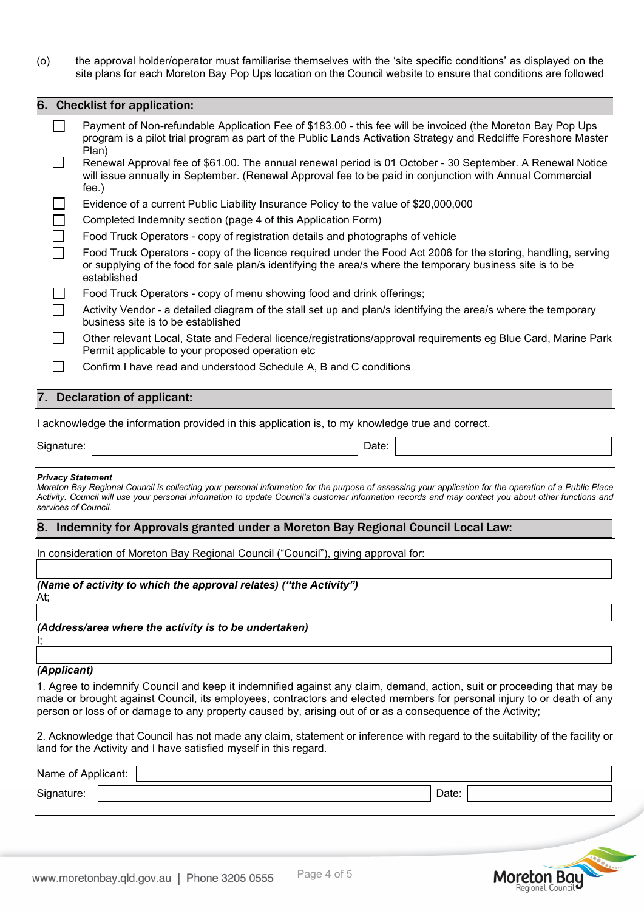(o) the approval holder/operator must familiarise themselves with the 'site specific conditions' as displayed on the site plans for each Moreton Bay Pop Ups location on the Council website to ensure that conditions are followed

## 6. Checklist for application:

- ☐ Payment of Non-refundable Application Fee of $183.00 - this fee will be invoiced (the Moreton Bay Pop Ups program is a pilot trial program as part of the Public Lands Activation Strategy and Redcliffe Foreshore Master Plan)
- ☐ Renewal Approval fee of $61.00. The annual renewal period is 01 October - 30 September. A Renewal Notice will issue annually in September. (Renewal Approval fee to be paid in conjunction with Annual Commercial fee.)
- ☐ Evidence of a current Public Liability Insurance Policy to the value of $20,000,000
- ☐ Completed Indemnity section (page 4 of this Application Form)
- ☐ Food Truck Operators - copy of registration details and photographs of vehicle
- ☐ Food Truck Operators - copy of the licence required under the Food Act 2006 for the storing, handling, serving or supplying of the food for sale plan/s identifying the area/s where the temporary business site is to be established
- ☐ Food Truck Operators - copy of menu showing food and drink offerings;
- ☐ Activity Vendor - a detailed diagram of the stall set up and plan/s identifying the area/s where the temporary business site is to be established
- ☐ Other relevant Local, State and Federal licence/registrations/approval requirements eg Blue Card, Marine Park Permit applicable to your proposed operation etc
- ☐ Confirm I have read and understood Schedule A, B and C conditions

## 7. Declaration of applicant:

I acknowledge the information provided in this application is, to my knowledge true and correct.

Signature: ______________________ Date: ______________________

***Privacy Statement***

*Moreton Bay Regional Council is collecting your personal information for the purpose of assessing your application for the operation of a Public Place Activity. Council will use your personal information to update Council's customer information records and may contact you about other functions and services of Council.*

## 8. Indemnity for Approvals granted under a Moreton Bay Regional Council Local Law:

In consideration of Moreton Bay Regional Council ("Council"), giving approval for:

______________________

***(Name of activity to which the approval relates) ("the Activity")***

At;

______________________

***(Address/area where the activity is to be undertaken)***

I;

______________________

***(Applicant)***

1. Agree to indemnify Council and keep it indemnified against any claim, demand, action, suit or proceeding that may be made or brought against Council, its employees, contractors and elected members for personal injury to or death of any person or loss of or damage to any property caused by, arising out of or as a consequence of the Activity;

2. Acknowledge that Council has not made any claim, statement or inference with regard to the suitability of the facility or land for the Activity and I have satisfied myself in this regard.

Name of Applicant: ______________________

Signature: ______________________ Date: ______________________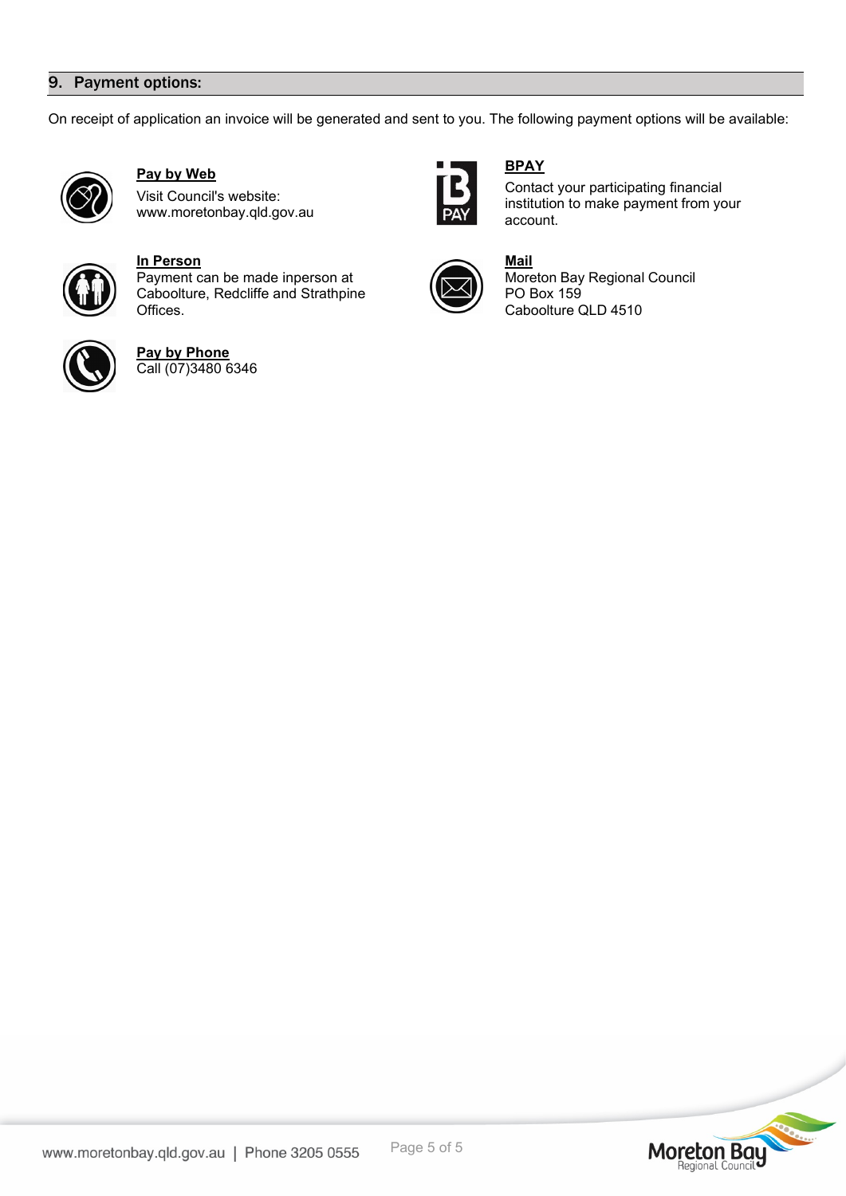## 9. Payment options:

On receipt of application an invoice will be generated and sent to you. The following payment options will be available:

**Pay by Web**
Visit Council's website:
www.moretonbay.qld.gov.au

**BPAY**
Contact your participating financial institution to make payment from your account.

**In Person**
Payment can be made inperson at Caboolture, Redcliffe and Strathpine Offices.

**Mail**
Moreton Bay Regional Council
PO Box 159
Caboolture QLD 4510

**Pay by Phone**
Call (07)3480 6346